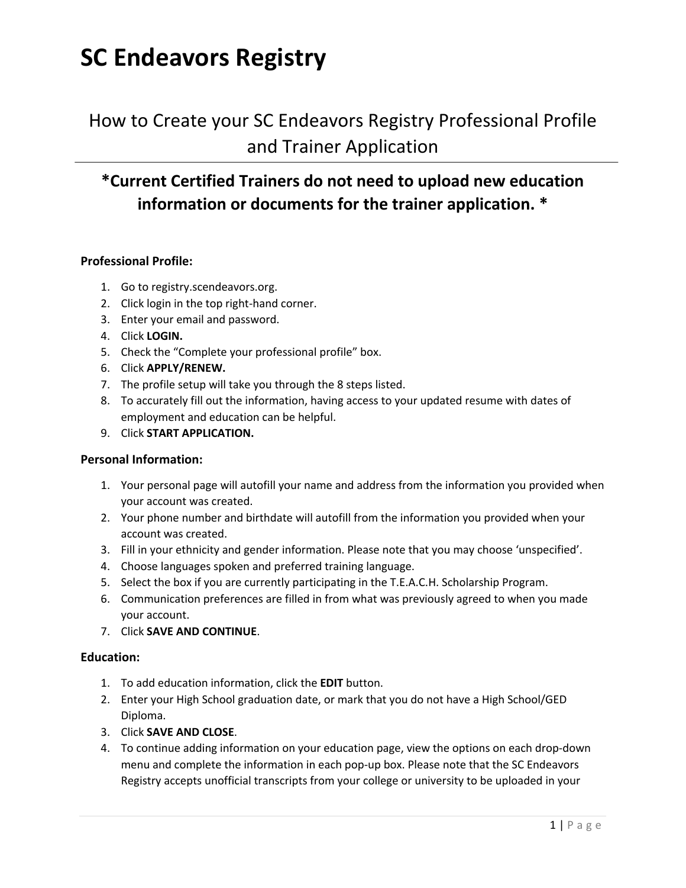# SC Endeavors Registry

## How to Create your SC Endeavors Registry Professional Profile and Trainer Application

---

### *Current Certified Trainers do not need to upload new education information or documents for the trainer application. *

#### Professional Profile:

1. Go to registry.scendeavors.org.
2. Click login in the top right-hand corner.
3. Enter your email and password.
4. Click **LOGIN.**
5. Check the "Complete your professional profile" box.
6. Click **APPLY/RENEW.**
7. The profile setup will take you through the 8 steps listed.
8. To accurately fill out the information, having access to your updated resume with dates of employment and education can be helpful.
9. Click **START APPLICATION.**

#### Personal Information:

1. Your personal page will autofill your name and address from the information you provided when your account was created.
2. Your phone number and birthdate will autofill from the information you provided when your account was created.
3. Fill in your ethnicity and gender information. Please note that you may choose 'unspecified'.
4. Choose languages spoken and preferred training language.
5. Select the box if you are currently participating in the T.E.A.C.H. Scholarship Program.
6. Communication preferences are filled in from what was previously agreed to when you made your account.
7. Click **SAVE AND CONTINUE**.

#### Education:

1. To add education information, click the **EDIT** button.
2. Enter your High School graduation date, or mark that you do not have a High School/GED Diploma.
3. Click **SAVE AND CLOSE**.
4. To continue adding information on your education page, view the options on each drop-down menu and complete the information in each pop-up box. Please note that the SC Endeavors Registry accepts unofficial transcripts from your college or university to be uploaded in your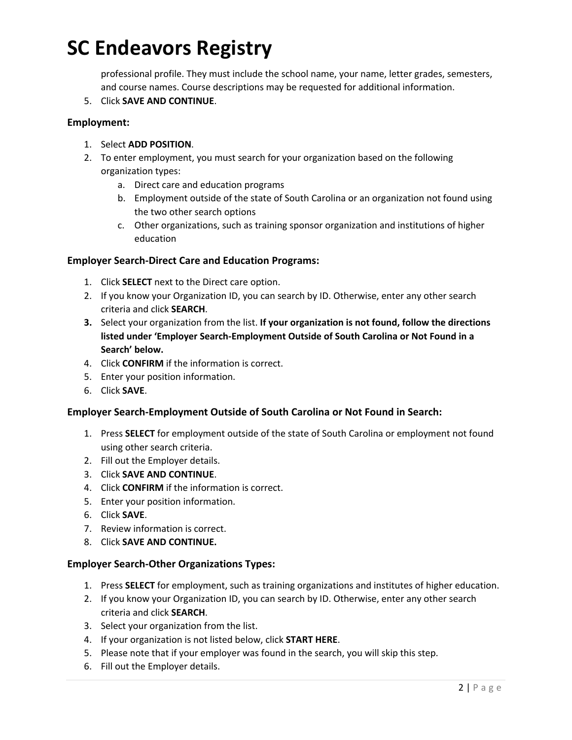professional profile. They must include the school name, your name, letter grades, semesters, and course names. Course descriptions may be requested for additional information.

5. Click **SAVE AND CONTINUE**.

### Employment:

1. Select **ADD POSITION**.
2. To enter employment, you must search for your organization based on the following organization types:
   a. Direct care and education programs
   b. Employment outside of the state of South Carolina or an organization not found using the two other search options
   c. Other organizations, such as training sponsor organization and institutions of higher education

### Employer Search-Direct Care and Education Programs:

1. Click **SELECT** next to the Direct care option.
2. If you know your Organization ID, you can search by ID. Otherwise, enter any other search criteria and click **SEARCH**.
3. Select your organization from the list. **If your organization is not found, follow the directions listed under 'Employer Search-Employment Outside of South Carolina or Not Found in a Search' below.**
4. Click **CONFIRM** if the information is correct.
5. Enter your position information.
6. Click **SAVE**.

### Employer Search-Employment Outside of South Carolina or Not Found in Search:

1. Press **SELECT** for employment outside of the state of South Carolina or employment not found using other search criteria.
2. Fill out the Employer details.
3. Click **SAVE AND CONTINUE**.
4. Click **CONFIRM** if the information is correct.
5. Enter your position information.
6. Click **SAVE**.
7. Review information is correct.
8. Click **SAVE AND CONTINUE.**

### Employer Search-Other Organizations Types:

1. Press **SELECT** for employment, such as training organizations and institutes of higher education.
2. If you know your Organization ID, you can search by ID. Otherwise, enter any other search criteria and click **SEARCH**.
3. Select your organization from the list.
4. If your organization is not listed below, click **START HERE**.
5. Please note that if your employer was found in the search, you will skip this step.
6. Fill out the Employer details.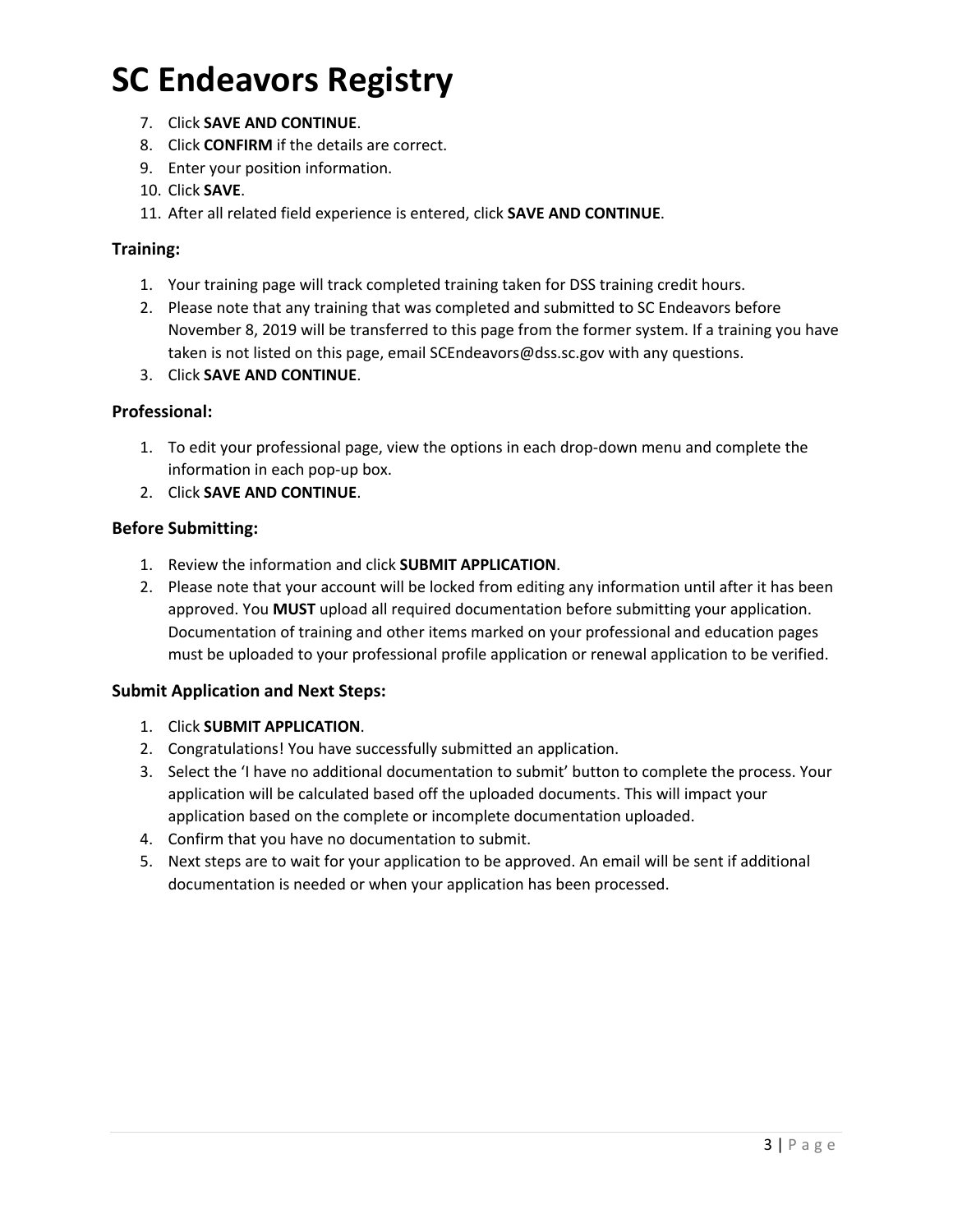7. Click **SAVE AND CONTINUE**.
8. Click **CONFIRM** if the details are correct.
9. Enter your position information.
10. Click **SAVE**.
11. After all related field experience is entered, click **SAVE AND CONTINUE**.

### Training:

1. Your training page will track completed training taken for DSS training credit hours.
2. Please note that any training that was completed and submitted to SC Endeavors before November 8, 2019 will be transferred to this page from the former system. If a training you have taken is not listed on this page, email SCEndeavors@dss.sc.gov with any questions.
3. Click **SAVE AND CONTINUE**.

### Professional:

1. To edit your professional page, view the options in each drop-down menu and complete the information in each pop-up box.
2. Click **SAVE AND CONTINUE**.

### Before Submitting:

1. Review the information and click **SUBMIT APPLICATION**.
2. Please note that your account will be locked from editing any information until after it has been approved. You **MUST** upload all required documentation before submitting your application. Documentation of training and other items marked on your professional and education pages must be uploaded to your professional profile application or renewal application to be verified.

### Submit Application and Next Steps:

1. Click **SUBMIT APPLICATION**.
2. Congratulations! You have successfully submitted an application.
3. Select the 'I have no additional documentation to submit' button to complete the process. Your application will be calculated based off the uploaded documents. This will impact your application based on the complete or incomplete documentation uploaded.
4. Confirm that you have no documentation to submit.
5. Next steps are to wait for your application to be approved. An email will be sent if additional documentation is needed or when your application has been processed.